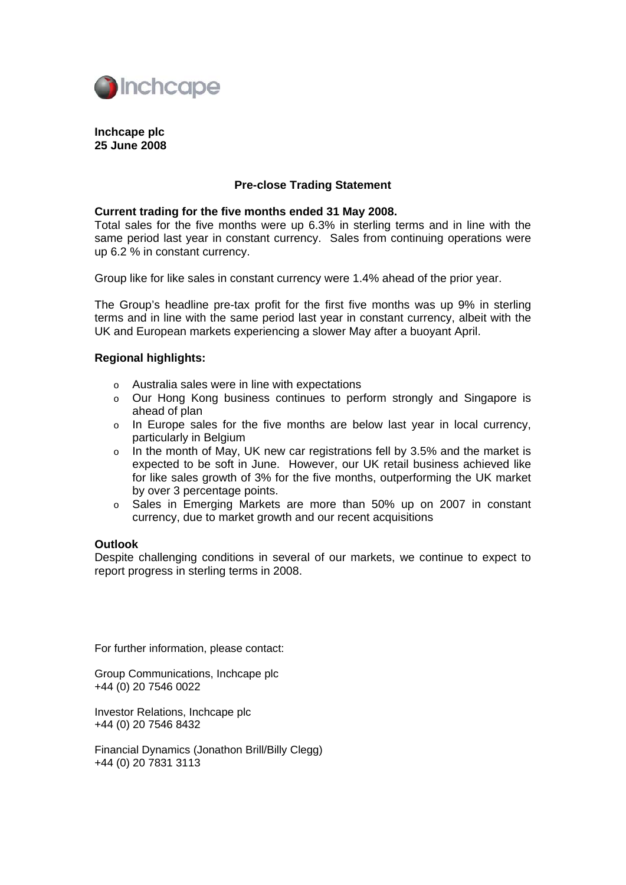**Inchcape plc**
**25 June 2008**

## Pre-close Trading Statement

**Current trading for the five months ended 31 May 2008.**
Total sales for the five months were up 6.3% in sterling terms and in line with the same period last year in constant currency. Sales from continuing operations were up 6.2 % in constant currency.

Group like for like sales in constant currency were 1.4% ahead of the prior year.

The Group's headline pre-tax profit for the first five months was up 9% in sterling terms and in line with the same period last year in constant currency, albeit with the UK and European markets experiencing a slower May after a buoyant April.

**Regional highlights:**

- Australia sales were in line with expectations
- Our Hong Kong business continues to perform strongly and Singapore is ahead of plan
- In Europe sales for the five months are below last year in local currency, particularly in Belgium
- In the month of May, UK new car registrations fell by 3.5% and the market is expected to be soft in June. However, our UK retail business achieved like for like sales growth of 3% for the five months, outperforming the UK market by over 3 percentage points.
- Sales in Emerging Markets are more than 50% up on 2007 in constant currency, due to market growth and our recent acquisitions

**Outlook**
Despite challenging conditions in several of our markets, we continue to expect to report progress in sterling terms in 2008.

For further information, please contact:

Group Communications, Inchcape plc
+44 (0) 20 7546 0022

Investor Relations, Inchcape plc
+44 (0) 20 7546 8432

Financial Dynamics (Jonathon Brill/Billy Clegg)
+44 (0) 20 7831 3113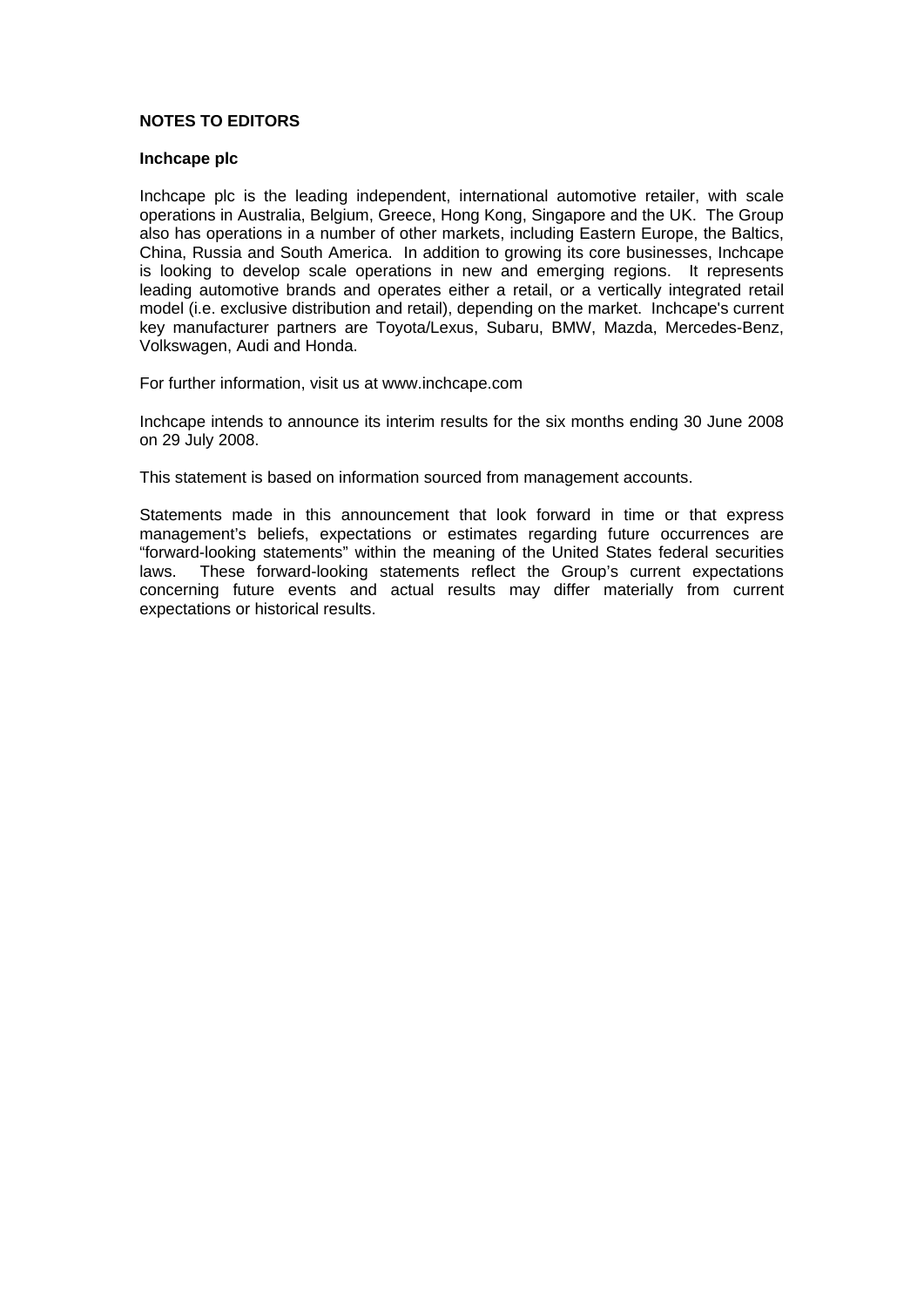**NOTES TO EDITORS**

**Inchcape plc**

Inchcape plc is the leading independent, international automotive retailer, with scale operations in Australia, Belgium, Greece, Hong Kong, Singapore and the UK. The Group also has operations in a number of other markets, including Eastern Europe, the Baltics, China, Russia and South America. In addition to growing its core businesses, Inchcape is looking to develop scale operations in new and emerging regions. It represents leading automotive brands and operates either a retail, or a vertically integrated retail model (i.e. exclusive distribution and retail), depending on the market. Inchcape's current key manufacturer partners are Toyota/Lexus, Subaru, BMW, Mazda, Mercedes-Benz, Volkswagen, Audi and Honda.

For further information, visit us at www.inchcape.com

Inchcape intends to announce its interim results for the six months ending 30 June 2008 on 29 July 2008.

This statement is based on information sourced from management accounts.

Statements made in this announcement that look forward in time or that express management's beliefs, expectations or estimates regarding future occurrences are "forward-looking statements" within the meaning of the United States federal securities laws. These forward-looking statements reflect the Group's current expectations concerning future events and actual results may differ materially from current expectations or historical results.